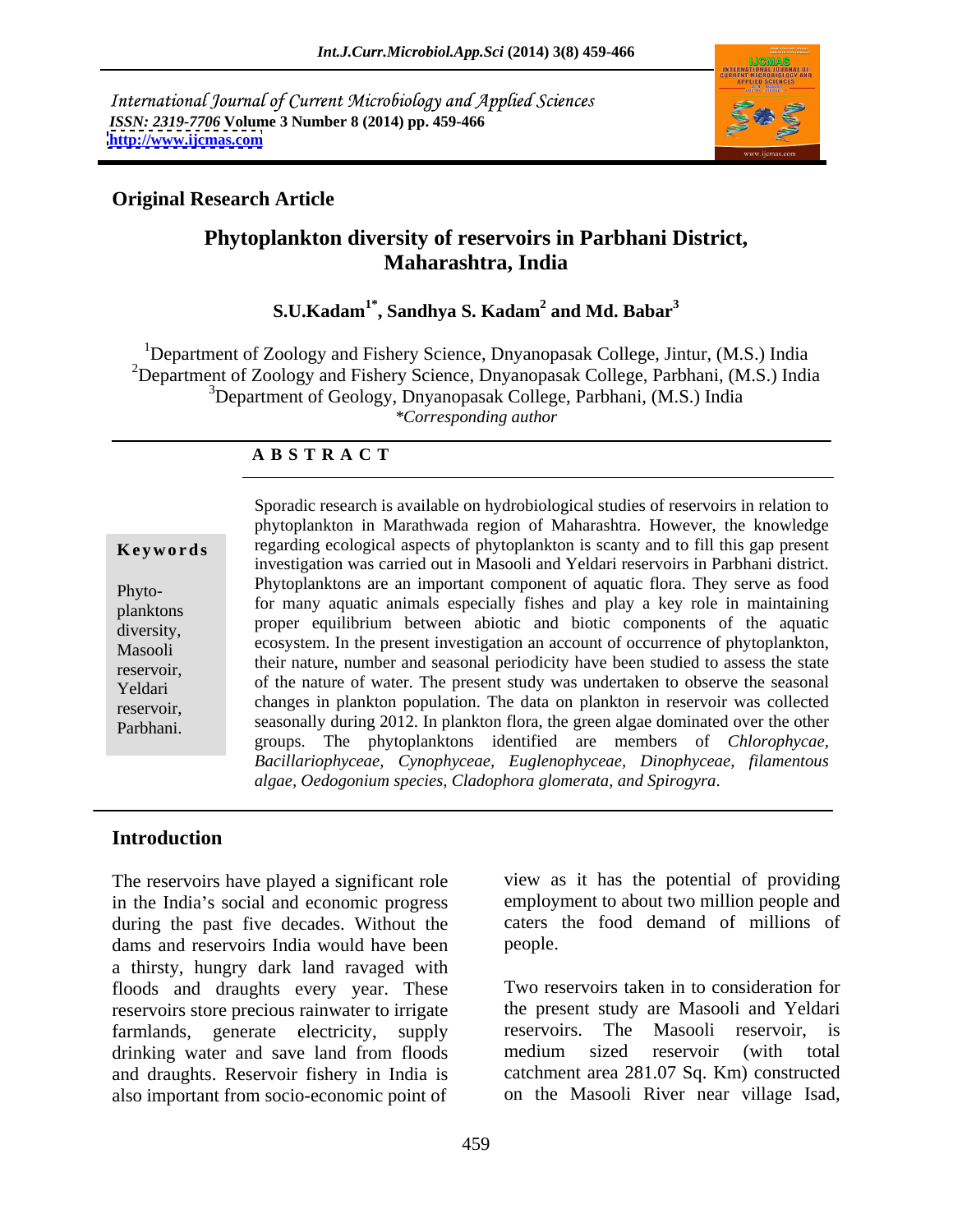International Journal of Current Microbiology and Applied Sciences
*ISSN: 2319-7706* **Volume 3 Number 8 (2014) pp. 459-466**
**http://www.ijcmas.com**

**Original Research Article**

# Phytoplankton diversity of reservoirs in Parbhani District, Maharashtra, India

**S.U.Kadam[1*], Sandhya S. Kadam[2] and Md. Babar[3]**

[1]Department of Zoology and Fishery Science, Dnyanopasak College, Jintur, (M.S.) India
[2]Department of Zoology and Fishery Science, Dnyanopasak College, Parbhani, (M.S.) India
[3]Department of Geology, Dnyanopasak College, Parbhani, (M.S.) India
*\*Corresponding author*

## A B S T R A C T

**Keywords**

Phyto-planktons diversity, Masooli reservoir, Yeldari reservoir, Parbhani.

Sporadic research is available on hydrobiological studies of reservoirs in relation to phytoplankton in Marathwada region of Maharashtra. However, the knowledge regarding ecological aspects of phytoplankton is scanty and to fill this gap present investigation was carried out in Masooli and Yeldari reservoirs in Parbhani district. Phytoplanktons are an important component of aquatic flora. They serve as food for many aquatic animals especially fishes and play a key role in maintaining proper equilibrium between abiotic and biotic components of the aquatic ecosystem. In the present investigation an account of occurrence of phytoplankton, their nature, number and seasonal periodicity have been studied to assess the state of the nature of water. The present study was undertaken to observe the seasonal changes in plankton population. The data on plankton in reservoir was collected seasonally during 2012. In plankton flora, the green algae dominated over the other groups. The phytoplanktons identified are members of *Chlorophycae, Bacillariophyceae, Cynophyceae, Euglenophyceae, Dinophyceae, filamentous algae, Oedogonium species, Cladophora glomerata, and Spirogyra*.

## Introduction

The reservoirs have played a significant role in the India's social and economic progress during the past five decades. Without the dams and reservoirs India would have been a thirsty, hungry dark land ravaged with floods and draughts every year. These reservoirs store precious rainwater to irrigate farmlands, generate electricity, supply drinking water and save land from floods and draughts. Reservoir fishery in India is also important from socio-economic point of view as it has the potential of providing employment to about two million people and caters the food demand of millions of people.

Two reservoirs taken in to consideration for the present study are Masooli and Yeldari reservoirs. The Masooli reservoir, is medium sized reservoir (with total catchment area 281.07 Sq. Km) constructed on the Masooli River near village Isad,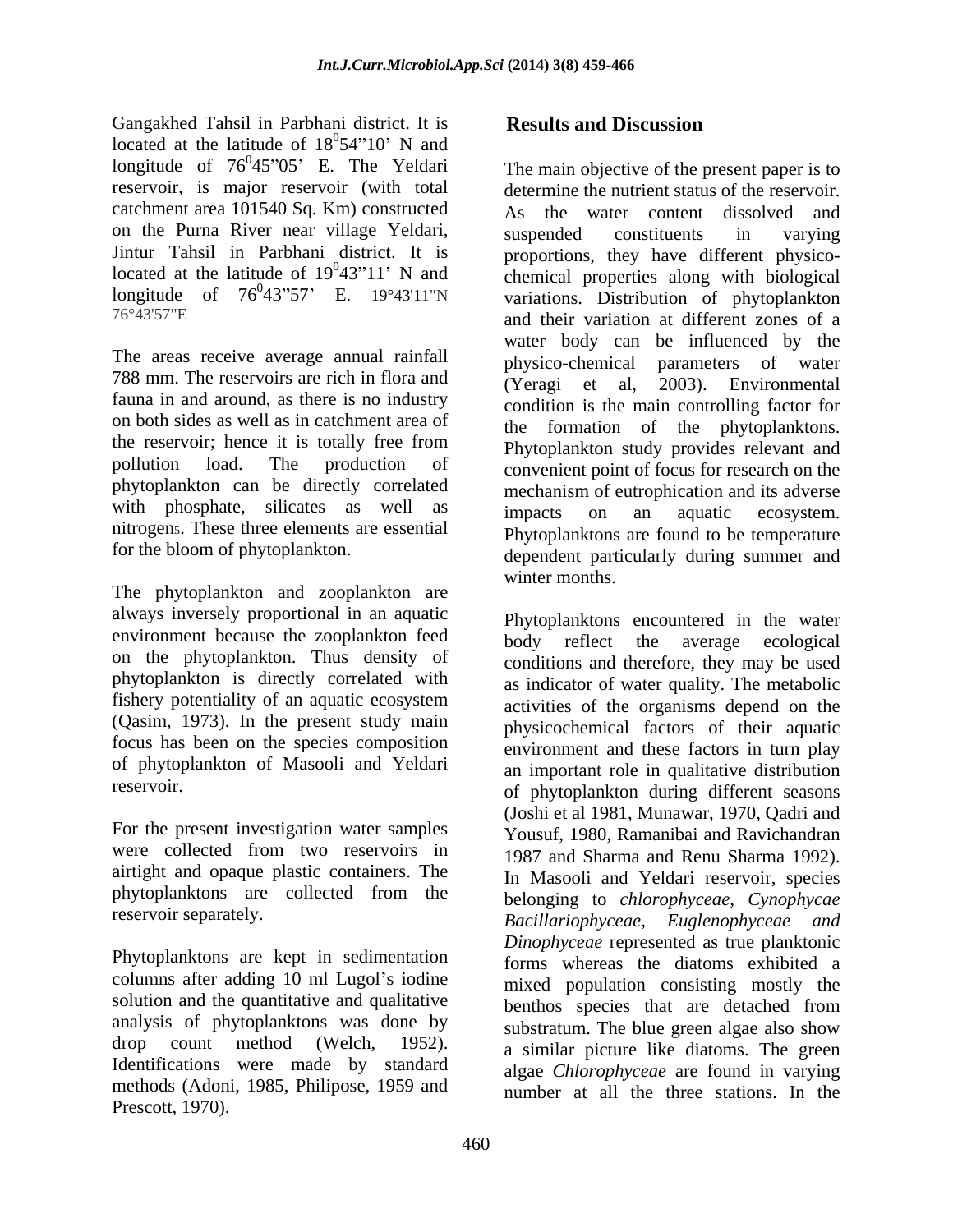Gangakhed Tahsil in Parbhani district. It is located at the latitude of $18^0$54"10' N and longitude of $76^0$45"05' E. The Yeldari reservoir, is major reservoir (with total catchment area 101540 Sq. Km) constructed on the Purna River near village Yeldari, Jintur Tahsil in Parbhani district. It is located at the latitude of $19^0$43"11' N and longitude of $76^0$43"57' E. 19°43'11"N 76°43'57"E

The areas receive average annual rainfall 788 mm. The reservoirs are rich in flora and fauna in and around, as there is no industry on both sides as well as in catchment area of the reservoir; hence it is totally free from pollution load. The production of phytoplankton can be directly correlated with phosphate, silicates as well as nitrogen[5]. These three elements are essential for the bloom of phytoplankton.

The phytoplankton and zooplankton are always inversely proportional in an aquatic environment because the zooplankton feed on the phytoplankton. Thus density of phytoplankton is directly correlated with fishery potentiality of an aquatic ecosystem (Qasim, 1973). In the present study main focus has been on the species composition of phytoplankton of Masooli and Yeldari reservoir.

For the present investigation water samples were collected from two reservoirs in airtight and opaque plastic containers. The phytoplanktons are collected from the reservoir separately.

Phytoplanktons are kept in sedimentation columns after adding 10 ml Lugol's iodine solution and the quantitative and qualitative analysis of phytoplanktons was done by drop count method (Welch, 1952). Identifications were made by standard methods (Adoni, 1985, Philipose, 1959 and Prescott, 1970).

## Results and Discussion

The main objective of the present paper is to determine the nutrient status of the reservoir. As the water content dissolved and suspended constituents in varying proportions, they have different physico-chemical properties along with biological variations. Distribution of phytoplankton and their variation at different zones of a water body can be influenced by the physico-chemical parameters of water (Yeragi et al, 2003). Environmental condition is the main controlling factor for the formation of the phytoplanktons. Phytoplankton study provides relevant and convenient point of focus for research on the mechanism of eutrophication and its adverse impacts on an aquatic ecosystem. Phytoplanktons are found to be temperature dependent particularly during summer and winter months.

Phytoplanktons encountered in the water body reflect the average ecological conditions and therefore, they may be used as indicator of water quality. The metabolic activities of the organisms depend on the physicochemical factors of their aquatic environment and these factors in turn play an important role in qualitative distribution of phytoplankton during different seasons (Joshi et al 1981, Munawar, 1970, Qadri and Yousuf, 1980, Ramanibai and Ravichandran 1987 and Sharma and Renu Sharma 1992). In Masooli and Yeldari reservoir, species belonging to *chlorophyceae, Cynophycae Bacillariophyceae, Euglenophyceae and Dinophyceae* represented as true planktonic forms whereas the diatoms exhibited a mixed population consisting mostly the benthos species that are detached from substratum. The blue green algae also show a similar picture like diatoms. The green algae *Chlorophyceae* are found in varying number at all the three stations. In the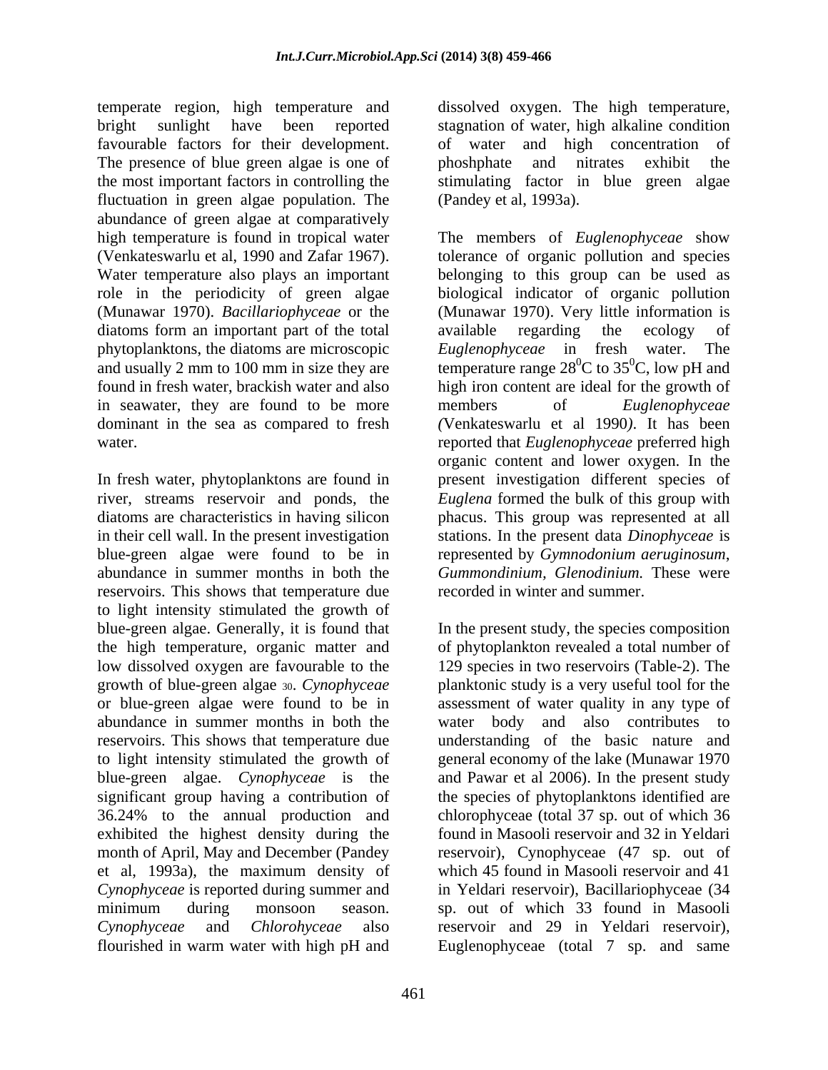temperate region, high temperature and bright sunlight have been reported favourable factors for their development. The presence of blue green algae is one of the most important factors in controlling the fluctuation in green algae population. The abundance of green algae at comparatively high temperature is found in tropical water (Venkateswarlu et al, 1990 and Zafar 1967). Water temperature also plays an important role in the periodicity of green algae (Munawar 1970). *Bacillariophyceae* or the diatoms form an important part of the total phytoplanktons, the diatoms are microscopic and usually 2 mm to 100 mm in size they are found in fresh water, brackish water and also in seawater, they are found to be more dominant in the sea as compared to fresh water.

In fresh water, phytoplanktons are found in river, streams reservoir and ponds, the diatoms are characteristics in having silicon in their cell wall. In the present investigation blue-green algae were found to be in abundance in summer months in both the reservoirs. This shows that temperature due to light intensity stimulated the growth of blue-green algae. Generally, it is found that the high temperature, organic matter and low dissolved oxygen are favourable to the growth of blue-green algae [30]. *Cynophyceae* or blue-green algae were found to be in abundance in summer months in both the reservoirs. This shows that temperature due to light intensity stimulated the growth of blue-green algae. *Cynophyceae* is the significant group having a contribution of 36.24% to the annual production and exhibited the highest density during the month of April, May and December (Pandey et al, 1993a), the maximum density of *Cynophyceae* is reported during summer and minimum during monsoon season. *Cynophyceae* and *Chlorohyceae* also flourished in warm water with high pH and dissolved oxygen. The high temperature, stagnation of water, high alkaline condition of water and high concentration of phoshphate and nitrates exhibit the stimulating factor in blue green algae (Pandey et al, 1993a).

The members of *Euglenophyceae* show tolerance of organic pollution and species belonging to this group can be used as biological indicator of organic pollution (Munawar 1970). Very little information is available regarding the ecology of *Euglenophyceae* in fresh water. The temperature range $28^0$C to $35^0$C, low pH and high iron content are ideal for the growth of members of *Euglenophyceae (*Venkateswarlu et al 1990*)*. It has been reported that *Euglenophyceae* preferred high organic content and lower oxygen. In the present investigation different species of *Euglena* formed the bulk of this group with phacus. This group was represented at all stations. In the present data *Dinophyceae* is represented by *Gymnodonium aeruginosum, Gummondinium, Glenodinium.* These were recorded in winter and summer.

In the present study, the species composition of phytoplankton revealed a total number of 129 species in two reservoirs (Table-2). The planktonic study is a very useful tool for the assessment of water quality in any type of water body and also contributes to understanding of the basic nature and general economy of the lake (Munawar 1970 and Pawar et al 2006). In the present study the species of phytoplanktons identified are chlorophyceae (total 37 sp. out of which 36 found in Masooli reservoir and 32 in Yeldari reservoir), Cynophyceae (47 sp. out of which 45 found in Masooli reservoir and 41 in Yeldari reservoir), Bacillariophyceae (34 sp. out of which 33 found in Masooli reservoir and 29 in Yeldari reservoir), Euglenophyceae (total 7 sp. and same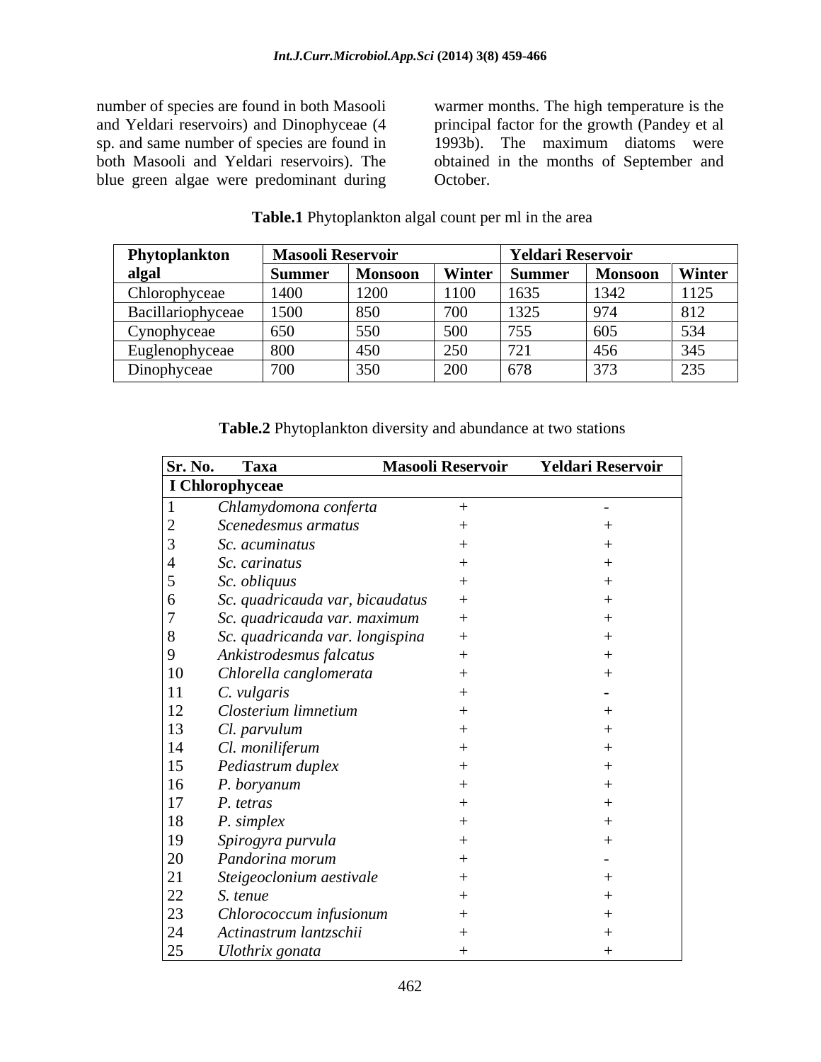number of species are found in both Masooli and Yeldari reservoirs) and Dinophyceae (4 sp. and same number of species are found in both Masooli and Yeldari reservoirs). The blue green algae were predominant during warmer months. The high temperature is the principal factor for the growth (Pandey et al 1993b). The maximum diatoms were obtained in the months of September and October.

**Table.1** Phytoplankton algal count per ml in the area

| Phytoplankton algal | Masooli Reservoir | | | Yeldari Reservoir | | |
|---|---|---|---|---|---|---|
| | Summer | Monsoon | Winter | Summer | Monsoon | Winter |
| Chlorophyceae | 1400 | 1200 | 1100 | 1635 | 1342 | 1125 |
| Bacillariophyceae | 1500 | 850 | 700 | 1325 | 974 | 812 |
| Cynophyceae | 650 | 550 | 500 | 755 | 605 | 534 |
| Euglenophyceae | 800 | 450 | 250 | 721 | 456 | 345 |
| Dinophyceae | 700 | 350 | 200 | 678 | 373 | 235 |

**Table.2** Phytoplankton diversity and abundance at two stations

| Sr. No. | Taxa | Masooli Reservoir | Yeldari Reservoir |
|---|---|---|---|
| **I Chlorophyceae** | | | |
| 1 | *Chlamydomona conferta* | + | - |
| 2 | *Scenedesmus armatus* | + | + |
| 3 | *Sc. acuminatus* | + | + |
| 4 | *Sc. carinatus* | + | + |
| 5 | *Sc. obliquus* | + | + |
| 6 | *Sc. quadricauda var, bicaudatus* | + | + |
| 7 | *Sc. quadricauda var. maximum* | + | + |
| 8 | *Sc. quadricanda var. longispina* | + | + |
| 9 | *Ankistrodesmus falcatus* | + | + |
| 10 | *Chlorella canglomerata* | + | + |
| 11 | *C. vulgaris* | + | - |
| 12 | *Closterium limnetium* | + | + |
| 13 | *Cl. parvulum* | + | + |
| 14 | *Cl. moniliferum* | + | + |
| 15 | *Pediastrum duplex* | + | + |
| 16 | *P. boryanum* | + | + |
| 17 | *P. tetras* | + | + |
| 18 | *P. simplex* | + | + |
| 19 | *Spirogyra purvula* | + | + |
| 20 | *Pandorina morum* | + | - |
| 21 | *Steigeoclonium aestivale* | + | + |
| 22 | *S. tenue* | + | + |
| 23 | *Chlorococcum infusionum* | + | + |
| 24 | *Actinastrum lantzschii* | + | + |
| 25 | *Ulothrix gonata* | + | + |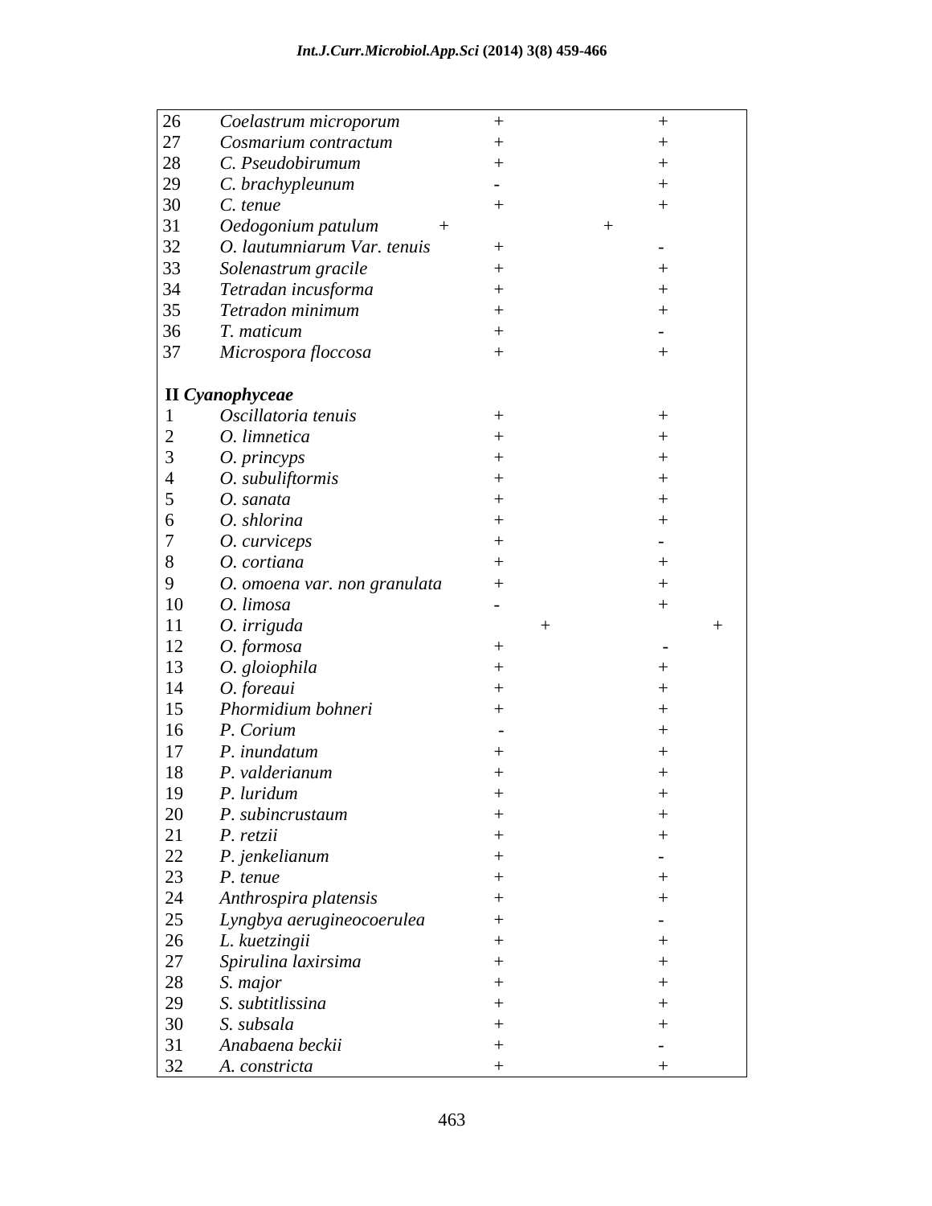| | | | |
|---|---|---|---|
| 26 | *Coelastrum microporum* | + | + |
| 27 | *Cosmarium contractum* | + | + |
| 28 | *C. Pseudobirumum* | + | + |
| 29 | *C. brachypleunum* | - | + |
| 30 | *C. tenue* | + | + |
| 31 | *Oedogonium patulum* | + | + |
| 32 | *O. lautumniarum Var. tenuis* | + | - |
| 33 | *Solenastrum gracile* | + | + |
| 34 | *Tetradan incusforma* | + | + |
| 35 | *Tetradon minimum* | + | + |
| 36 | *T. maticum* | + | - |
| 37 | *Microspora floccosa* | + | + |
| | | | |
| **II *Cyanophyceae*** | | | |
| 1 | *Oscillatoria tenuis* | + | + |
| 2 | *O. limnetica* | + | + |
| 3 | *O. princyps* | + | + |
| 4 | *O. subuliftormis* | + | + |
| 5 | *O. sanata* | + | + |
| 6 | *O. shlorina* | + | + |
| 7 | *O. curviceps* | + | - |
| 8 | *O. cortiana* | + | + |
| 9 | *O. omoena var. non granulata* | + | + |
| 10 | *O. limosa* | - | + |
| 11 | *O. irriguda* | + | + |
| 12 | *O. formosa* | + | - |
| 13 | *O. gloiophila* | + | + |
| 14 | *O. foreaui* | + | + |
| 15 | *Phormidium bohneri* | + | + |
| 16 | *P. Corium* | - | + |
| 17 | *P. inundatum* | + | + |
| 18 | *P. valderianum* | + | + |
| 19 | *P. luridum* | + | + |
| 20 | *P. subincrustaum* | + | + |
| 21 | *P. retzii* | + | + |
| 22 | *P. jenkelianum* | + | - |
| 23 | *P. tenue* | + | + |
| 24 | *Anthrospira platensis* | + | + |
| 25 | *Lyngbya aerugineocoerulea* | + | - |
| 26 | *L. kuetzingii* | + | + |
| 27 | *Spirulina laxirsima* | + | + |
| 28 | *S. major* | + | + |
| 29 | *S. subtitlissina* | + | + |
| 30 | *S. subsala* | + | + |
| 31 | *Anabaena beckii* | + | - |
| 32 | *A. constricta* | + | + |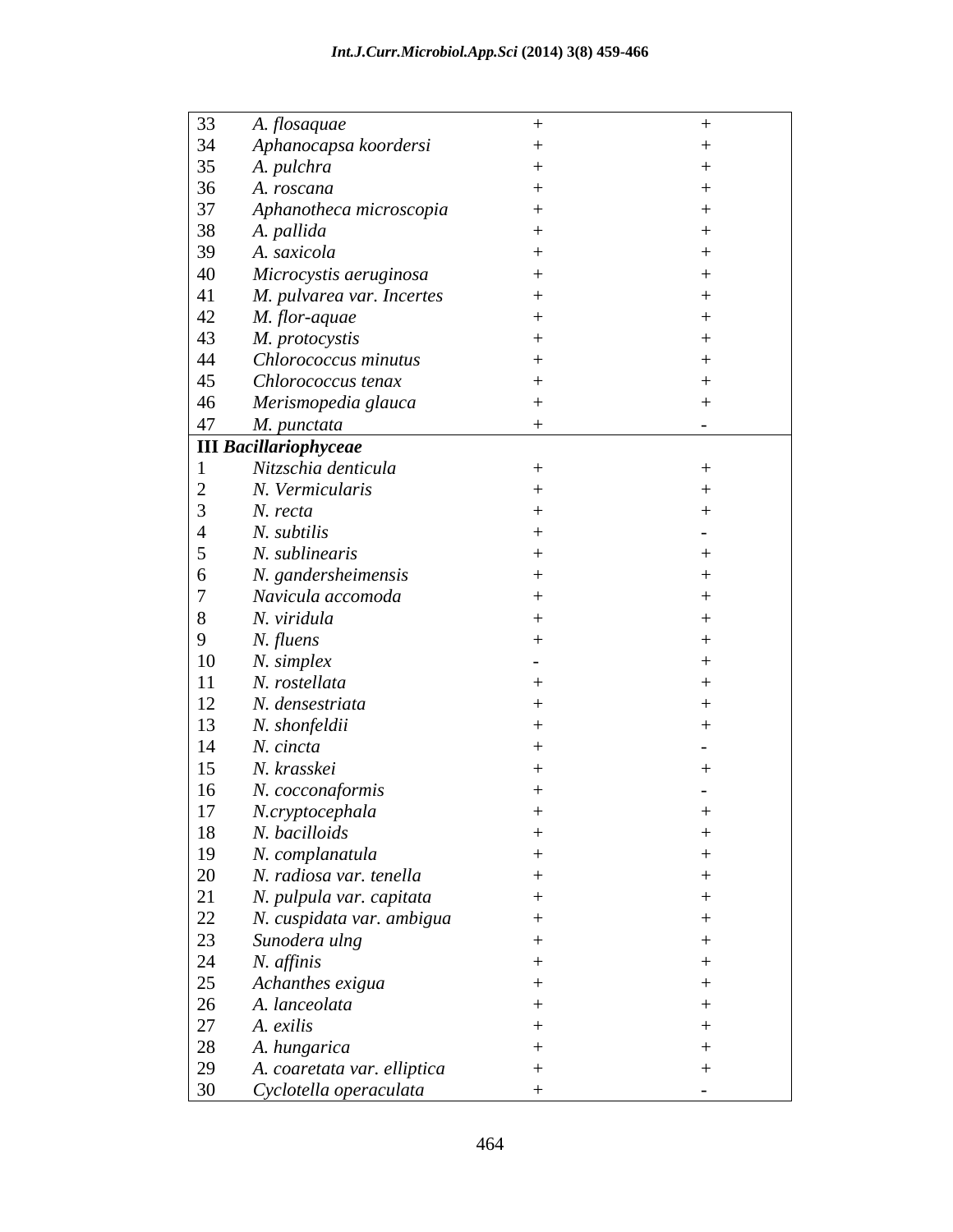| | | | |
|---|---|---|---|
| 33 | *A. flosaquae* | + | + |
| 34 | *Aphanocapsa koordersi* | + | + |
| 35 | *A. pulchra* | + | + |
| 36 | *A. roscana* | + | + |
| 37 | *Aphanotheca microscopia* | + | + |
| 38 | *A. pallida* | + | + |
| 39 | *A. saxicola* | + | + |
| 40 | *Microcystis aeruginosa* | + | + |
| 41 | *M. pulvarea var. Incertes* | + | + |
| 42 | *M. flor-aquae* | + | + |
| 43 | *M. protocystis* | + | + |
| 44 | *Chlorococcus minutus* | + | + |
| 45 | *Chlorococcus tenax* | + | + |
| 46 | *Merismopedia glauca* | + | + |
| 47 | *M. punctata* | + | - |
| **III** ***Bacillariophyceae*** | | | |
| 1 | *Nitzschia denticula* | + | + |
| 2 | *N. Vermicularis* | + | + |
| 3 | *N. recta* | + | + |
| 4 | *N. subtilis* | + | - |
| 5 | *N. sublinearis* | + | + |
| 6 | *N. gandersheimensis* | + | + |
| 7 | *Navicula accomoda* | + | + |
| 8 | *N. viridula* | + | + |
| 9 | *N. fluens* | + | + |
| 10 | *N. simplex* | - | + |
| 11 | *N. rostellata* | + | + |
| 12 | *N. densestriata* | + | + |
| 13 | *N. shonfeldii* | + | + |
| 14 | *N. cincta* | + | - |
| 15 | *N. krasskei* | + | + |
| 16 | *N. cocconaformis* | + | - |
| 17 | *N.cryptocephala* | + | + |
| 18 | *N. bacilloids* | + | + |
| 19 | *N. complanatula* | + | + |
| 20 | *N. radiosa var. tenella* | + | + |
| 21 | *N. pulpula var. capitata* | + | + |
| 22 | *N. cuspidata var. ambigua* | + | + |
| 23 | *Sunodera ulng* | + | + |
| 24 | *N. affinis* | + | + |
| 25 | *Achanthes exigua* | + | + |
| 26 | *A. lanceolata* | + | + |
| 27 | *A. exilis* | + | + |
| 28 | *A. hungarica* | + | + |
| 29 | *A. coaretata var. elliptica* | + | + |
| 30 | *Cyclotella operaculata* | + | - |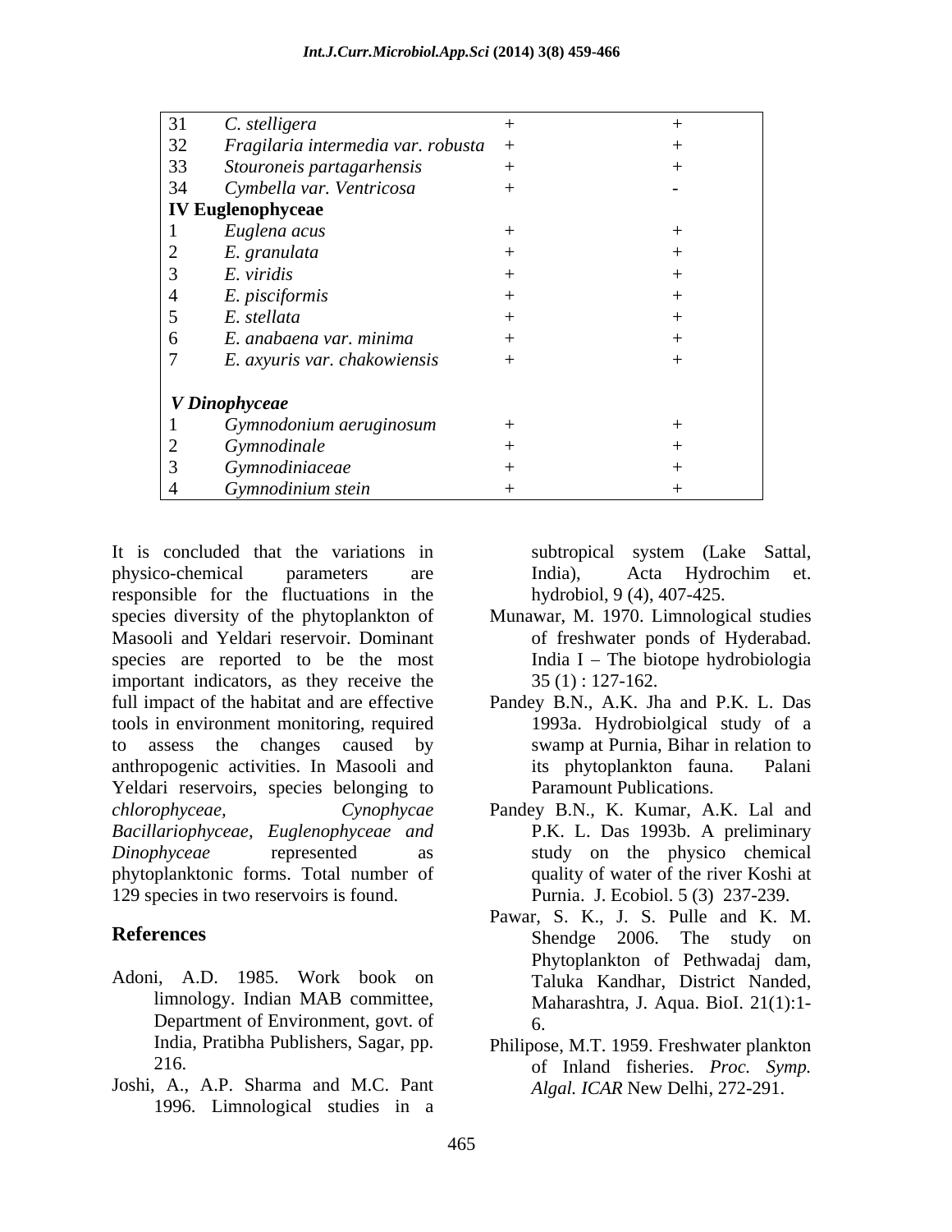| 31 | *C. stelligera* | + | + |
|---|---|---|---|
| 32 | *Fragilaria intermedia var. robusta* | + | + |
| 33 | *Stouroneis partagarhensis* | + | + |
| 34 | *Cymbella var. Ventricosa* | + | - |
| **IV Euglenophyceae** | | | |
| 1 | *Euglena acus* | + | + |
| 2 | *E. granulata* | + | + |
| 3 | *E. viridis* | + | + |
| 4 | *E. pisciformis* | + | + |
| 5 | *E. stellata* | + | + |
| 6 | *E. anabaena var. minima* | + | + |
| 7 | *E. axyuris var. chakowiensis* | + | + |
| ***V Dinophyceae*** | | | |
| 1 | *Gymnodonium aeruginosum* | + | + |
| 2 | *Gymnodinale* | + | + |
| 3 | *Gymnodiniaceae* | + | + |
| 4 | *Gymnodinium stein* | + | + |

It is concluded that the variations in physico-chemical parameters are responsible for the fluctuations in the species diversity of the phytoplankton of Masooli and Yeldari reservoir. Dominant species are reported to be the most important indicators, as they receive the full impact of the habitat and are effective tools in environment monitoring, required to assess the changes caused by anthropogenic activities. In Masooli and Yeldari reservoirs, species belonging to *chlorophyceae, Cynophycae Bacillariophyceae, Euglenophyceae and Dinophyceae* represented as phytoplanktonic forms. Total number of 129 species in two reservoirs is found.

## References

Adoni, A.D. 1985. Work book on limnology. Indian MAB committee, Department of Environment, govt. of India, Pratibha Publishers, Sagar, pp. 216.

Joshi, A., A.P. Sharma and M.C. Pant 1996. Limnological studies in a subtropical system (Lake Sattal, India), Acta Hydrochim et. hydrobiol, 9 (4), 407-425.

Munawar, M. 1970. Limnological studies of freshwater ponds of Hyderabad. India I – The biotope hydrobiologia 35 (1) : 127-162.

Pandey B.N., A.K. Jha and P.K. L. Das 1993a. Hydrobiolgical study of a swamp at Purnia, Bihar in relation to its phytoplankton fauna. Palani Paramount Publications.

Pandey B.N., K. Kumar, A.K. Lal and P.K. L. Das 1993b. A preliminary study on the physico chemical quality of water of the river Koshi at Purnia. J. Ecobiol. 5 (3) 237-239.

Pawar, S. K., J. S. Pulle and K. M. Shendge 2006. The study on Phytoplankton of Pethwadaj dam, Taluka Kandhar, District Nanded, Maharashtra, J. Aqua. BioI. 21(1):1-6.

Philipose, M.T. 1959. Freshwater plankton of Inland fisheries. *Proc. Symp. Algal. ICAR* New Delhi, 272-291.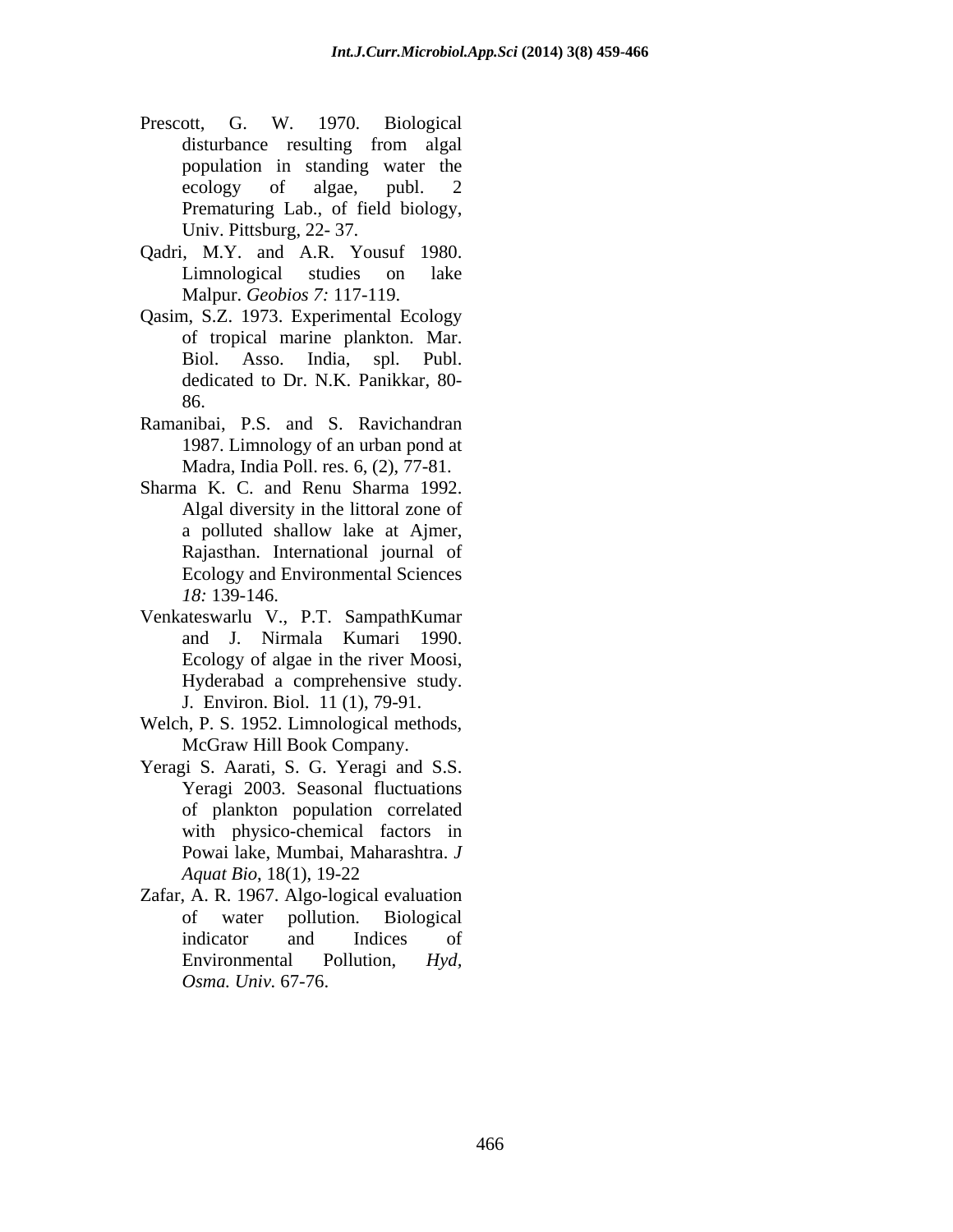Prescott, G. W. 1970. Biological disturbance resulting from algal population in standing water the ecology of algae, publ. 2 Prematuring Lab., of field biology, Univ. Pittsburg, 22- 37.

Qadri, M.Y. and A.R. Yousuf 1980. Limnological studies on lake Malpur. *Geobios 7:* 117-119.

Qasim, S.Z. 1973. Experimental Ecology of tropical marine plankton. Mar. Biol. Asso. India, spl. Publ. dedicated to Dr. N.K. Panikkar, 80-86.

Ramanibai, P.S. and S. Ravichandran 1987. Limnology of an urban pond at Madra, India Poll. res. 6, (2), 77-81.

Sharma K. C. and Renu Sharma 1992. Algal diversity in the littoral zone of a polluted shallow lake at Ajmer, Rajasthan. International journal of Ecology and Environmental Sciences *18:* 139-146.

Venkateswarlu V., P.T. SampathKumar and J. Nirmala Kumari 1990. Ecology of algae in the river Moosi, Hyderabad a comprehensive study. J. Environ. Biol. 11 (1), 79-91.

Welch, P. S. 1952. Limnological methods, McGraw Hill Book Company.

Yeragi S. Aarati, S. G. Yeragi and S.S. Yeragi 2003. Seasonal fluctuations of plankton population correlated with physico-chemical factors in Powai lake, Mumbai, Maharashtra. *J Aquat Bio*, 18(1), 19-22

Zafar, A. R. 1967. Algo-logical evaluation of water pollution. Biological indicator and Indices of Environmental Pollution, *Hyd, Osma. Univ.* 67-76.